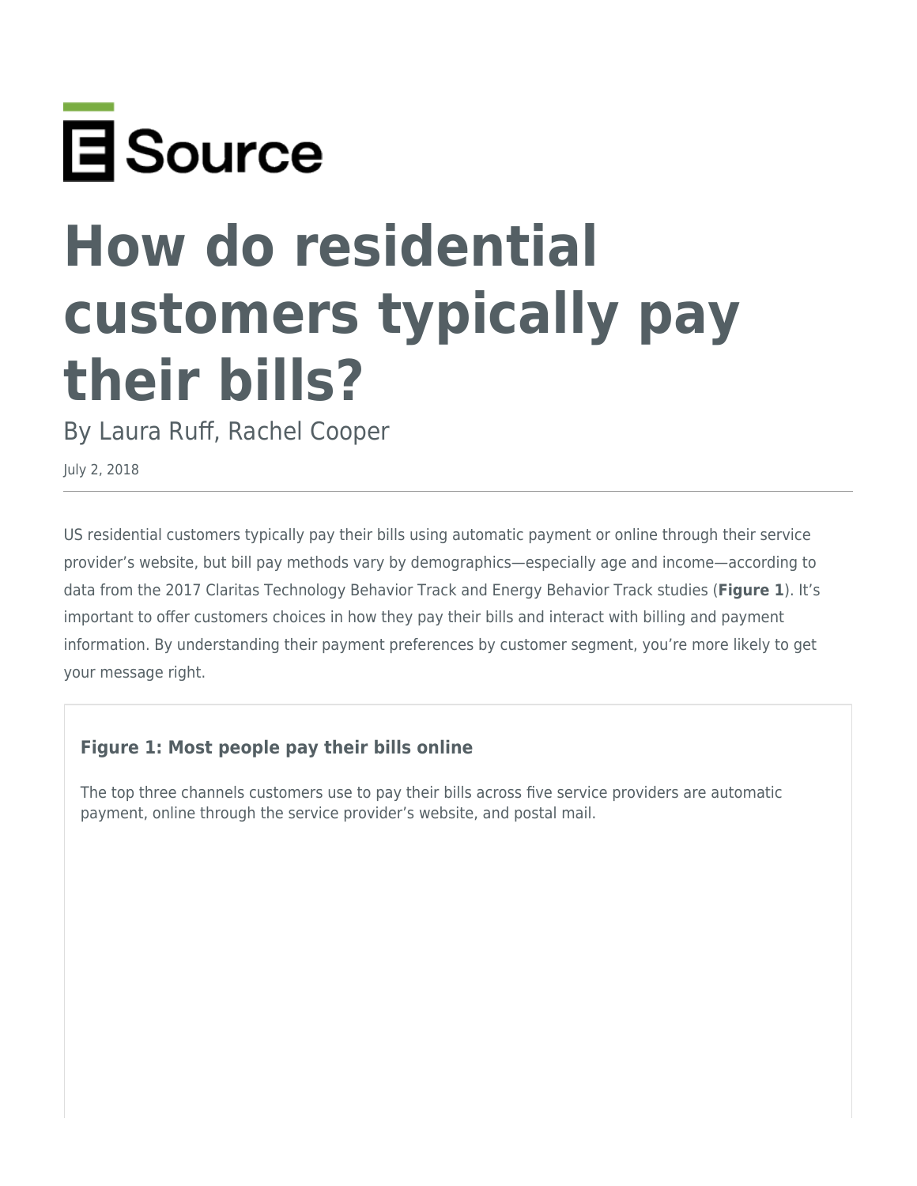# How do residential customers typically pay their bills?

By Laura Ruff, Rachel Cooper

July 2, 2018

---

US residential customers typically pay their bills using automatic payment or online through their service provider's website, but bill pay methods vary by demographics—especially age and income—according to data from the 2017 Claritas Technology Behavior Track and Energy Behavior Track studies (**Figure 1**). It's important to offer customers choices in how they pay their bills and interact with billing and payment information. By understanding their payment preferences by customer segment, you're more likely to get your message right.

**Figure 1: Most people pay their bills online**

The top three channels customers use to pay their bills across five service providers are automatic payment, online through the service provider's website, and postal mail.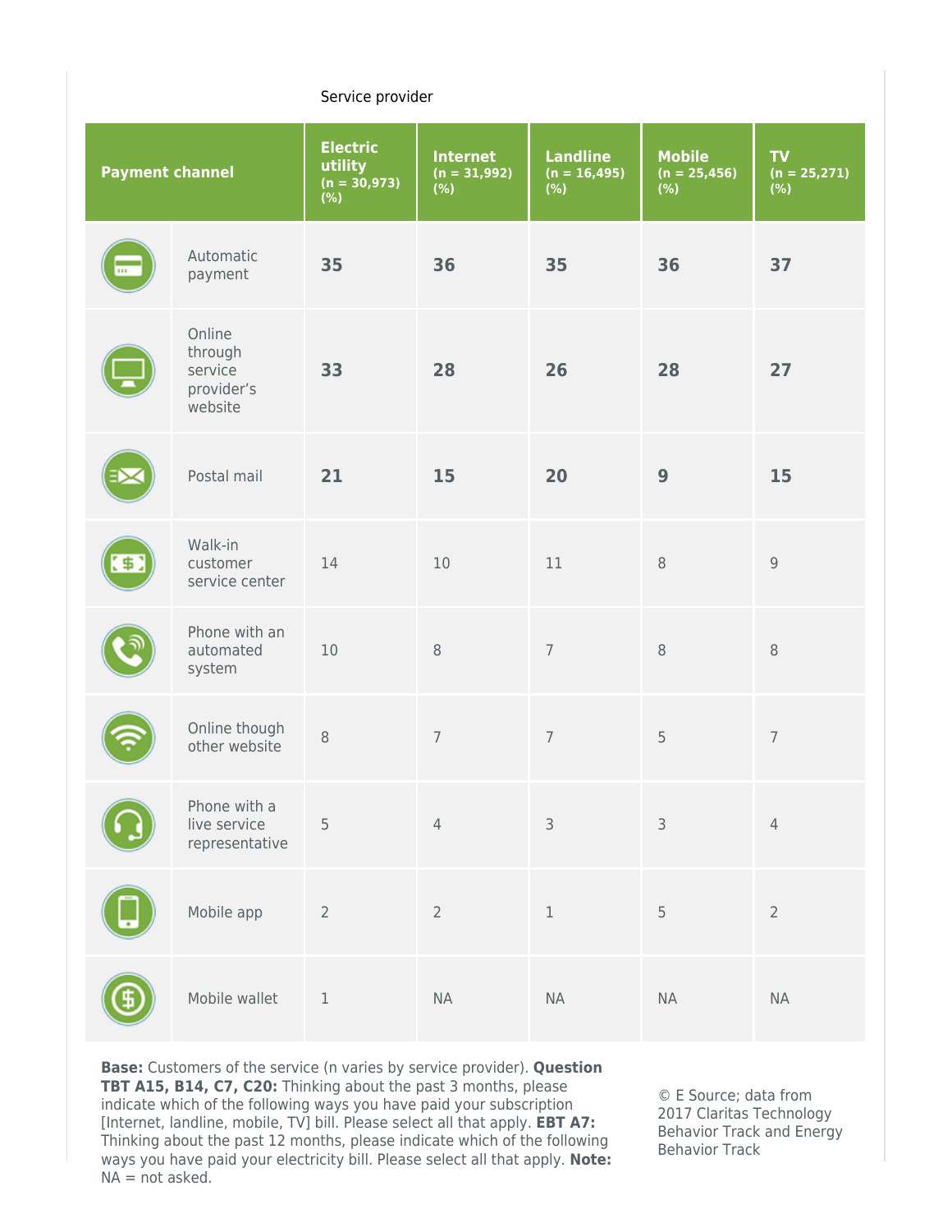Service provider

| Payment channel | Electric utility (n = 30,973) (%) | Internet (n = 31,992) (%) | Landline (n = 16,495) (%) | Mobile (n = 25,456) (%) | TV (n = 25,271) (%) |
|---|---|---|---|---|---|
| Automatic payment | **35** | **36** | **35** | **36** | **37** |
| Online through service provider's website | **33** | **28** | **26** | **28** | **27** |
| Postal mail | **21** | **15** | **20** | **9** | **15** |
| Walk-in customer service center | 14 | 10 | 11 | 8 | 9 |
| Phone with an automated system | 10 | 8 | 7 | 8 | 8 |
| Online though other website | 8 | 7 | 7 | 5 | 7 |
| Phone with a live service representative | 5 | 4 | 3 | 3 | 4 |
| Mobile app | 2 | 2 | 1 | 5 | 2 |
| Mobile wallet | 1 | NA | NA | NA | NA |

**Base:** Customers of the service (n varies by service provider). **Question TBT A15, B14, C7, C20:** Thinking about the past 3 months, please indicate which of the following ways you have paid your subscription [Internet, landline, mobile, TV] bill. Please select all that apply. **EBT A7:** Thinking about the past 12 months, please indicate which of the following ways you have paid your electricity bill. Please select all that apply. **Note:** NA = not asked.

© E Source; data from 2017 Claritas Technology Behavior Track and Energy Behavior Track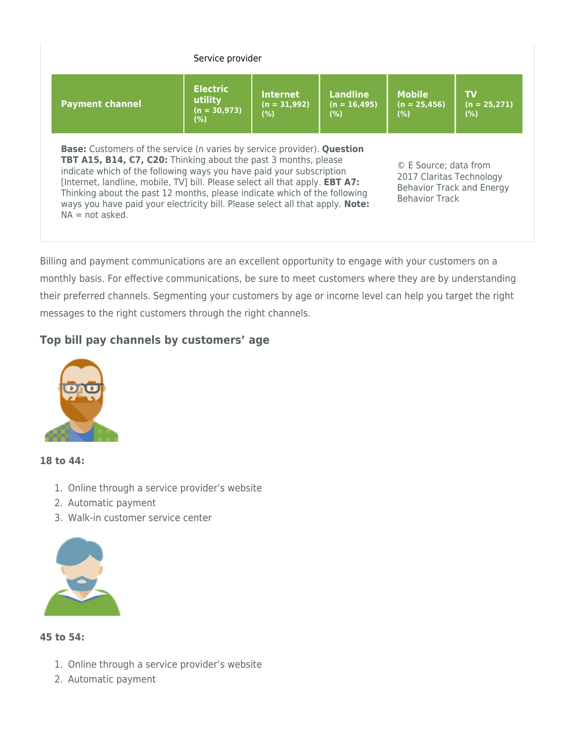Service provider

| Payment channel | Electric utility (n = 30,973) (%) | Internet (n = 31,992) (%) | Landline (n = 16,495) (%) | Mobile (n = 25,456) (%) | TV (n = 25,271) (%) |
|---|---|---|---|---|---|

**Base:** Customers of the service (n varies by service provider). **Question TBT A15, B14, C7, C20:** Thinking about the past 3 months, please indicate which of the following ways you have paid your subscription [Internet, landline, mobile, TV] bill. Please select all that apply. **EBT A7:** Thinking about the past 12 months, please indicate which of the following ways you have paid your electricity bill. Please select all that apply. **Note:** NA = not asked.

© E Source; data from 2017 Claritas Technology Behavior Track and Energy Behavior Track

Billing and payment communications are an excellent opportunity to engage with your customers on a monthly basis. For effective communications, be sure to meet customers where they are by understanding their preferred channels. Segmenting your customers by age or income level can help you target the right messages to the right customers through the right channels.

### Top bill pay channels by customers' age

**18 to 44:**

1. Online through a service provider's website
2. Automatic payment
3. Walk-in customer service center

**45 to 54:**

1. Online through a service provider's website
2. Automatic payment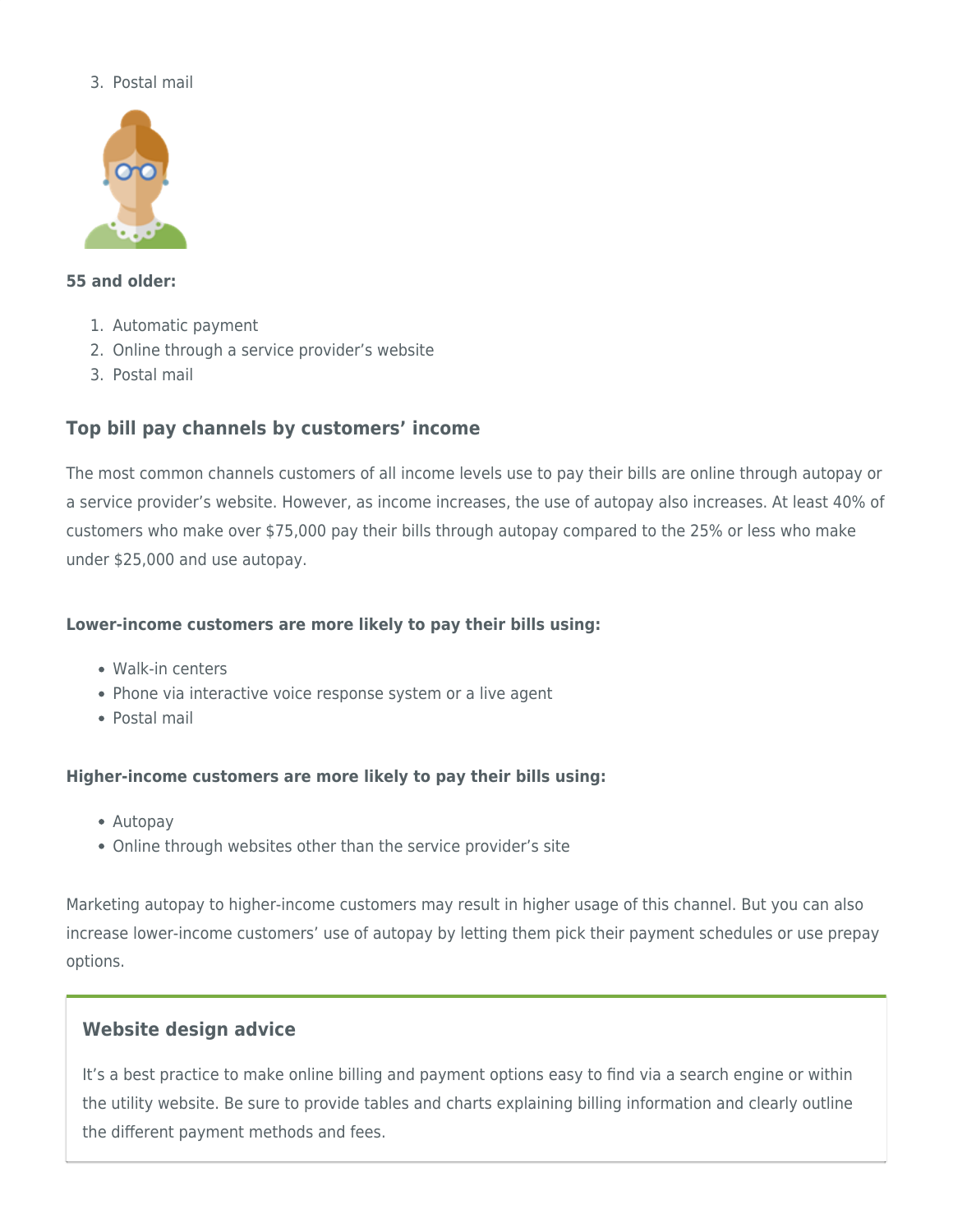3. Postal mail

**55 and older:**

1. Automatic payment
2. Online through a service provider's website
3. Postal mail

### Top bill pay channels by customers' income

The most common channels customers of all income levels use to pay their bills are online through autopay or a service provider's website. However, as income increases, the use of autopay also increases. At least 40% of customers who make over $75,000 pay their bills through autopay compared to the 25% or less who make under $25,000 and use autopay.

**Lower-income customers are more likely to pay their bills using:**

- Walk-in centers
- Phone via interactive voice response system or a live agent
- Postal mail

**Higher-income customers are more likely to pay their bills using:**

- Autopay
- Online through websites other than the service provider's site

Marketing autopay to higher-income customers may result in higher usage of this channel. But you can also increase lower-income customers' use of autopay by letting them pick their payment schedules or use prepay options.

### Website design advice

It's a best practice to make online billing and payment options easy to find via a search engine or within the utility website. Be sure to provide tables and charts explaining billing information and clearly outline the different payment methods and fees.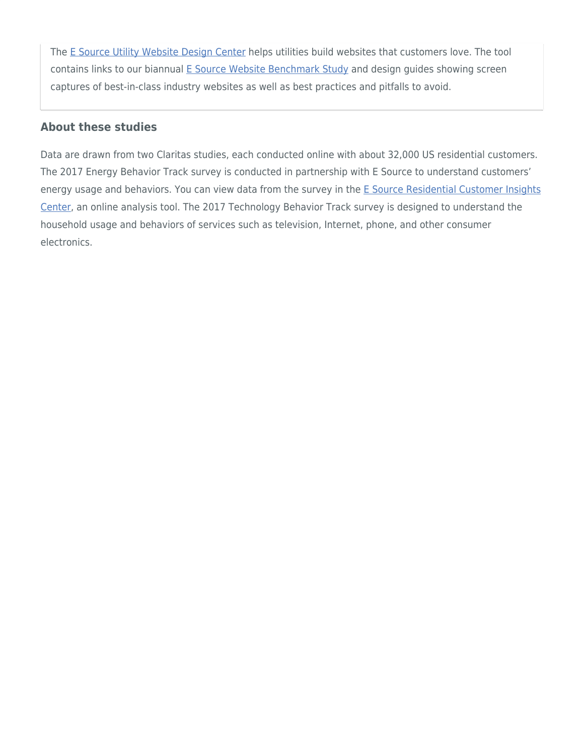The [E Source Utility Website Design Center] helps utilities build websites that customers love. The tool contains links to our biannual [E Source Website Benchmark Study] and design guides showing screen captures of best-in-class industry websites as well as best practices and pitfalls to avoid.

### About these studies

Data are drawn from two Claritas studies, each conducted online with about 32,000 US residential customers. The 2017 Energy Behavior Track survey is conducted in partnership with E Source to understand customers' energy usage and behaviors. You can view data from the survey in the E Source Residential Customer Insights Center, an online analysis tool. The 2017 Technology Behavior Track survey is designed to understand the household usage and behaviors of services such as television, Internet, phone, and other consumer electronics.